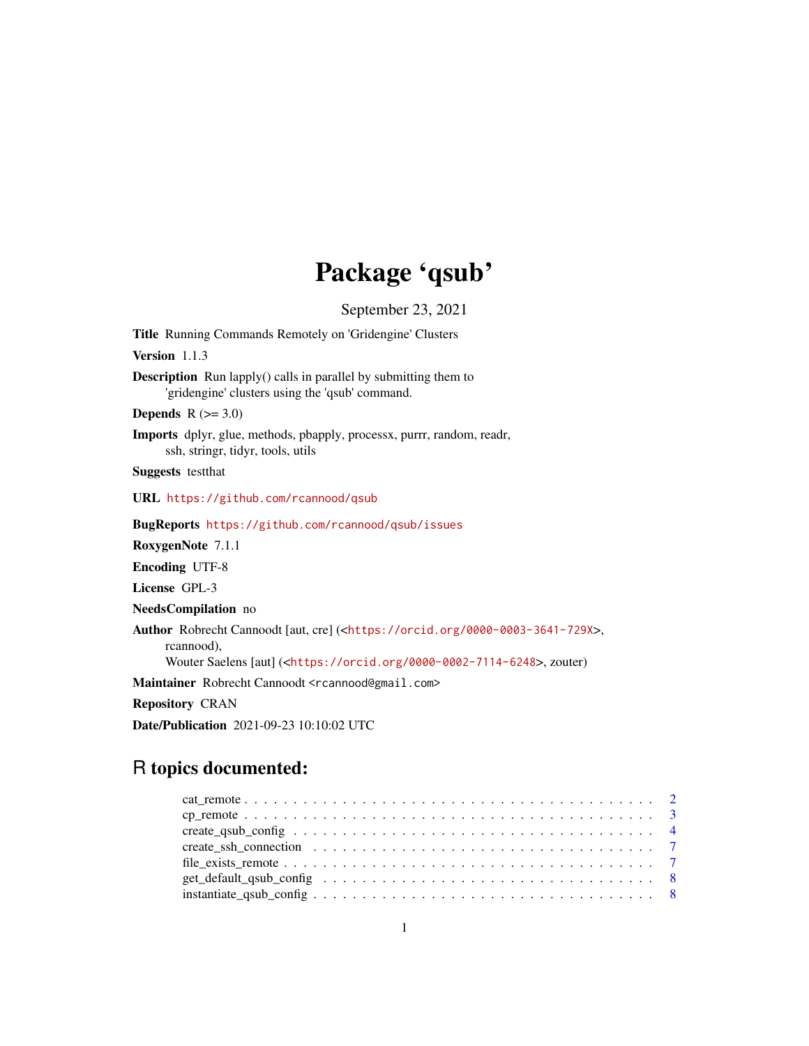# Package 'qsub'

September 23, 2021

**Title** Running Commands Remotely on 'Gridengine' Clusters

**Version** 1.1.3

**Description** Run lapply() calls in parallel by submitting them to 'gridengine' clusters using the 'qsub' command.

**Depends** R (>= 3.0)

**Imports** dplyr, glue, methods, pbapply, processx, purrr, random, readr, ssh, stringr, tidyr, tools, utils

**Suggests** testthat

**URL** https://github.com/rcannood/qsub

**BugReports** https://github.com/rcannood/qsub/issues

**RoxygenNote** 7.1.1

**Encoding** UTF-8

**License** GPL-3

**NeedsCompilation** no

**Author** Robrecht Cannoodt [aut, cre] (<https://orcid.org/0000-0003-3641-729X>, rcannood),
Wouter Saelens [aut] (<https://orcid.org/0000-0002-7114-6248>, zouter)

**Maintainer** Robrecht Cannoodt <rcannood@gmail.com>

**Repository** CRAN

**Date/Publication** 2021-09-23 10:10:02 UTC

## R topics documented:

- cat_remote . . . . . . . . . . . . . . . . . . . . . . . . . . . . . . . . . . . . . . . . . 2
- cp_remote . . . . . . . . . . . . . . . . . . . . . . . . . . . . . . . . . . . . . . . . . 3
- create_qsub_config . . . . . . . . . . . . . . . . . . . . . . . . . . . . . . . . . . . . 4
- create_ssh_connection . . . . . . . . . . . . . . . . . . . . . . . . . . . . . . . . . . 7
- file_exists_remote . . . . . . . . . . . . . . . . . . . . . . . . . . . . . . . . . . . . . 7
- get_default_qsub_config . . . . . . . . . . . . . . . . . . . . . . . . . . . . . . . . . 8
- instantiate_qsub_config . . . . . . . . . . . . . . . . . . . . . . . . . . . . . . . . . 8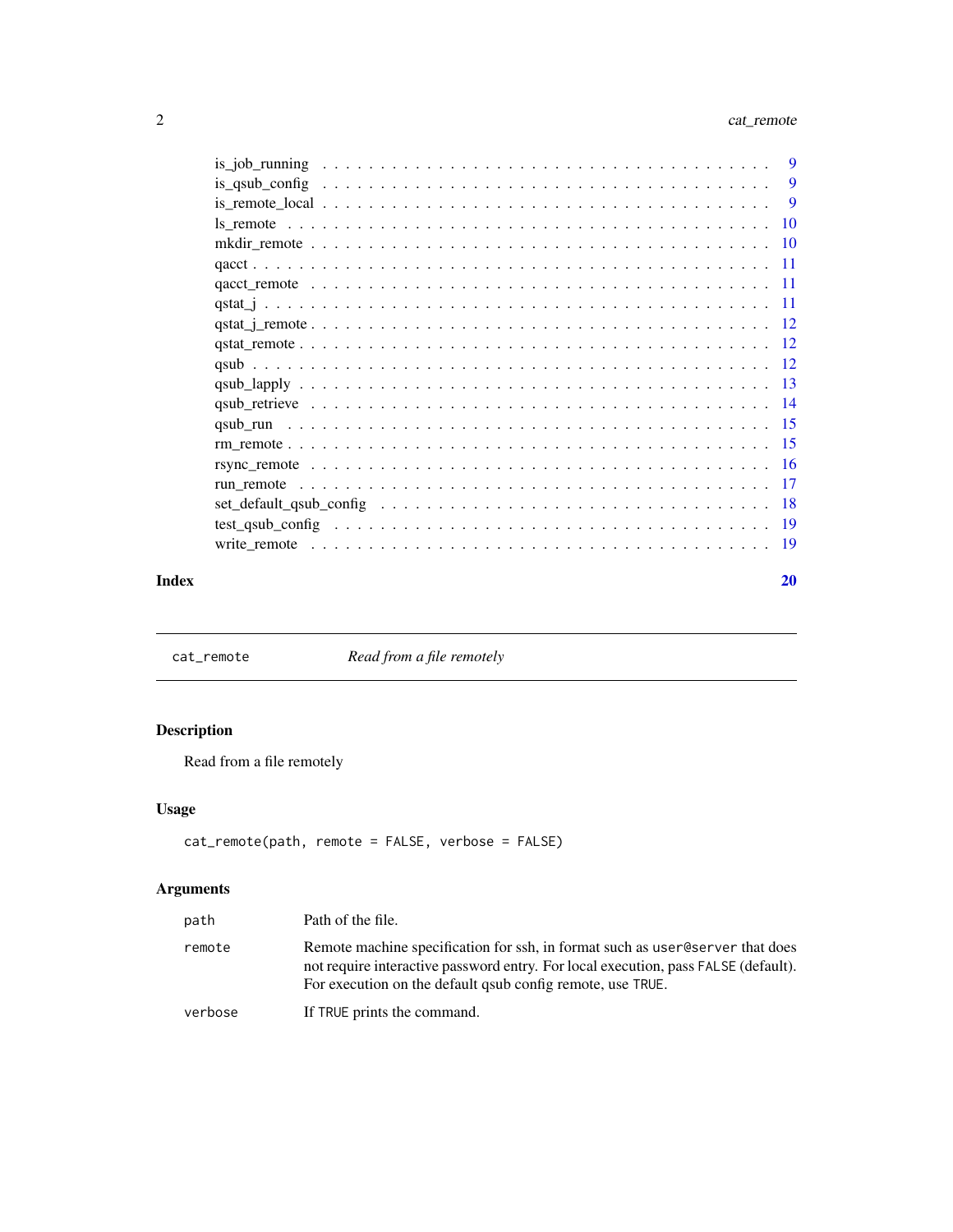is_job_running . . . . . . . . . . . . . . . . . . . . . . . . . . . . . . . . . . 9
is_qsub_config . . . . . . . . . . . . . . . . . . . . . . . . . . . . . . . . . . 9
is_remote_local . . . . . . . . . . . . . . . . . . . . . . . . . . . . . . . . . . 9
ls_remote . . . . . . . . . . . . . . . . . . . . . . . . . . . . . . . . . . 10
mkdir_remote . . . . . . . . . . . . . . . . . . . . . . . . . . . . . . . . . . 10
qacct . . . . . . . . . . . . . . . . . . . . . . . . . . . . . . . . . . 11
qacct_remote . . . . . . . . . . . . . . . . . . . . . . . . . . . . . . . . . . 11
qstat_j . . . . . . . . . . . . . . . . . . . . . . . . . . . . . . . . . . 11
qstat_j_remote . . . . . . . . . . . . . . . . . . . . . . . . . . . . . . . . . . 12
qstat_remote . . . . . . . . . . . . . . . . . . . . . . . . . . . . . . . . . . 12
qsub . . . . . . . . . . . . . . . . . . . . . . . . . . . . . . . . . . 12
qsub_lapply . . . . . . . . . . . . . . . . . . . . . . . . . . . . . . . . . . 13
qsub_retrieve . . . . . . . . . . . . . . . . . . . . . . . . . . . . . . . . . . 14
qsub_run . . . . . . . . . . . . . . . . . . . . . . . . . . . . . . . . . . 15
rm_remote . . . . . . . . . . . . . . . . . . . . . . . . . . . . . . . . . . 15
rsync_remote . . . . . . . . . . . . . . . . . . . . . . . . . . . . . . . . . . 16
run_remote . . . . . . . . . . . . . . . . . . . . . . . . . . . . . . . . . . 17
set_default_qsub_config . . . . . . . . . . . . . . . . . . . . . . . . . . . . . . . . . . 18
test_qsub_config . . . . . . . . . . . . . . . . . . . . . . . . . . . . . . . . . . 19
write_remote . . . . . . . . . . . . . . . . . . . . . . . . . . . . . . . . . . 19

**Index** **20**

---

`cat_remote` *Read from a file remotely*

---

## Description

Read from a file remotely

## Usage

```
cat_remote(path, remote = FALSE, verbose = FALSE)
```

## Arguments

| | |
|---|---|
| `path` | Path of the file. |
| `remote` | Remote machine specification for ssh, in format such as `user@server` that does not require interactive password entry. For local execution, pass `FALSE` (default). For execution on the default qsub config remote, use `TRUE`. |
| `verbose` | If `TRUE` prints the command. |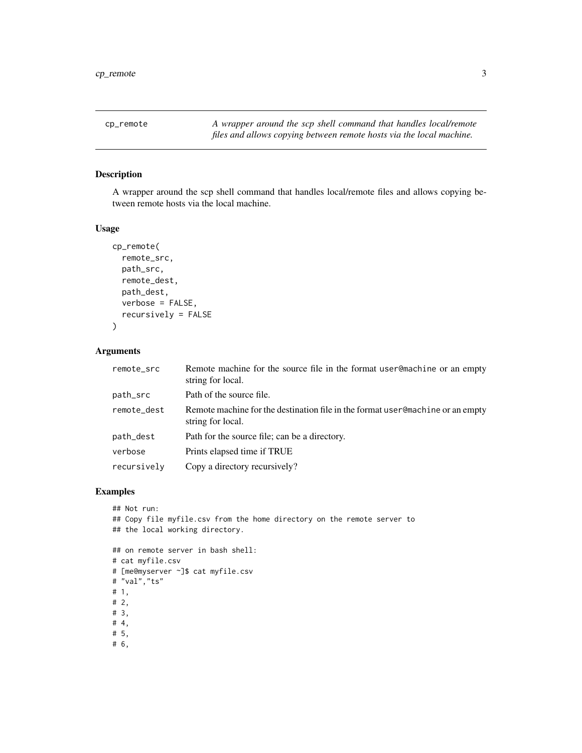# cp_remote

*A wrapper around the scp shell command that handles local/remote files and allows copying between remote hosts via the local machine.*

## Description

A wrapper around the scp shell command that handles local/remote files and allows copying between remote hosts via the local machine.

## Usage

```
cp_remote(
  remote_src,
  path_src,
  remote_dest,
  path_dest,
  verbose = FALSE,
  recursively = FALSE
)
```

## Arguments

| | |
|---|---|
| remote_src | Remote machine for the source file in the format `user@machine` or an empty string for local. |
| path_src | Path of the source file. |
| remote_dest | Remote machine for the destination file in the format `user@machine` or an empty string for local. |
| path_dest | Path for the source file; can be a directory. |
| verbose | Prints elapsed time if TRUE |
| recursively | Copy a directory recursively? |

## Examples

```
## Not run:
## Copy file myfile.csv from the home directory on the remote server to
## the local working directory.

## on remote server in bash shell:
# cat myfile.csv
# [me@myserver ~]$ cat myfile.csv
# "val","ts"
# 1,
# 2,
# 3,
# 4,
# 5,
# 6,
```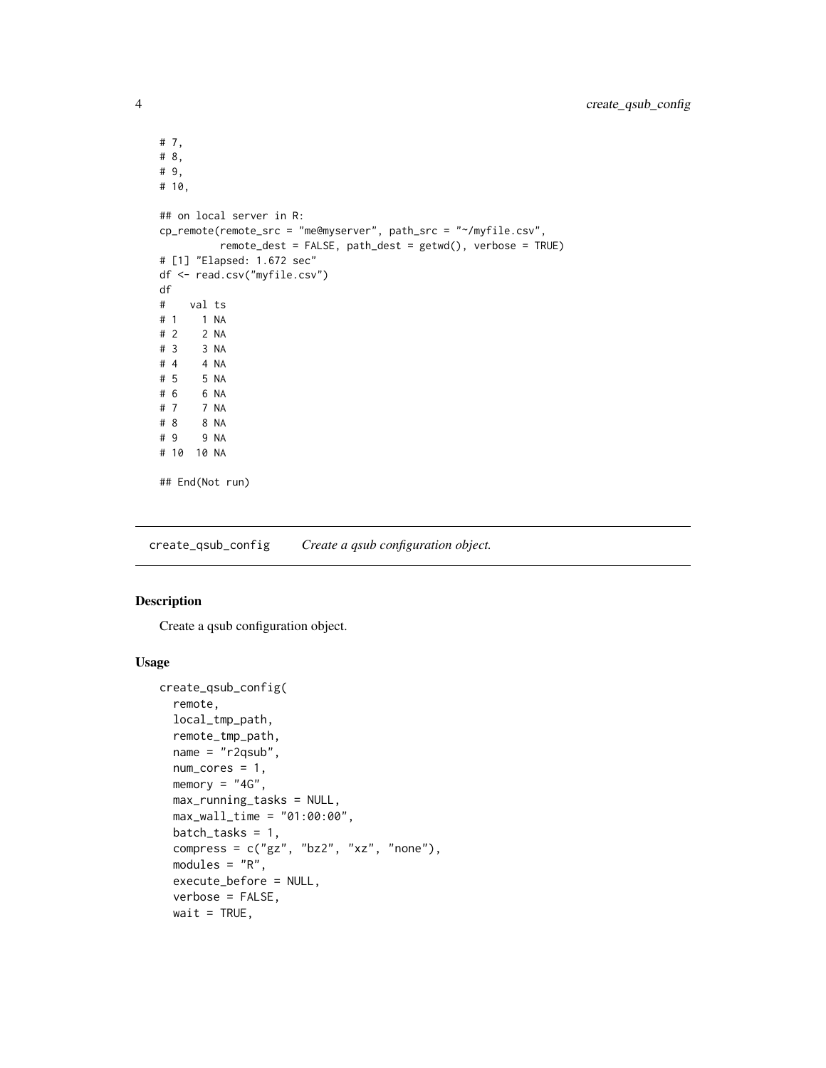```
# 7,
# 8,
# 9,
# 10,

## on local server in R:
cp_remote(remote_src = "me@myserver", path_src = "~/myfile.csv",
          remote_dest = FALSE, path_dest = getwd(), verbose = TRUE)
# [1] "Elapsed: 1.672 sec"
df <- read.csv("myfile.csv")
df
#    val ts
# 1    1 NA
# 2    2 NA
# 3    3 NA
# 4    4 NA
# 5    5 NA
# 6    6 NA
# 7    7 NA
# 8    8 NA
# 9    9 NA
# 10  10 NA

## End(Not run)
```

## create_qsub_config — *Create a qsub configuration object.*

### Description

Create a qsub configuration object.

### Usage

```
create_qsub_config(
  remote,
  local_tmp_path,
  remote_tmp_path,
  name = "r2qsub",
  num_cores = 1,
  memory = "4G",
  max_running_tasks = NULL,
  max_wall_time = "01:00:00",
  batch_tasks = 1,
  compress = c("gz", "bz2", "xz", "none"),
  modules = "R",
  execute_before = NULL,
  verbose = FALSE,
  wait = TRUE,
```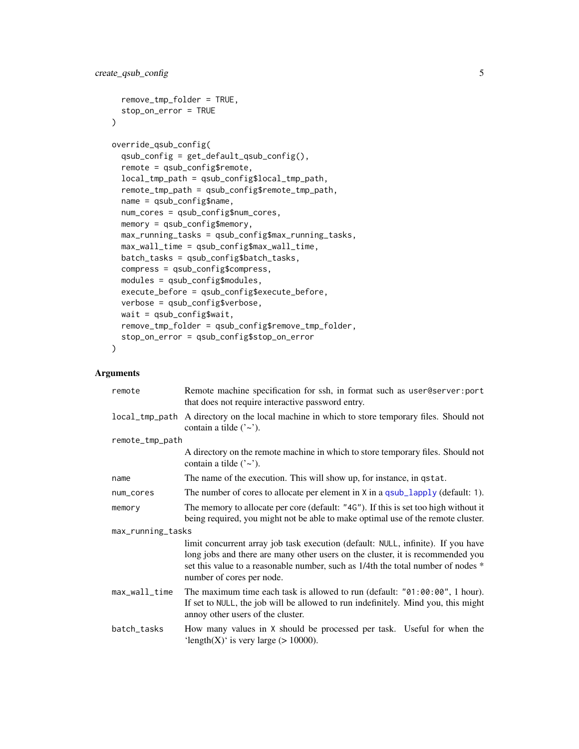```
  remove_tmp_folder = TRUE,
  stop_on_error = TRUE
)

override_qsub_config(
  qsub_config = get_default_qsub_config(),
  remote = qsub_config$remote,
  local_tmp_path = qsub_config$local_tmp_path,
  remote_tmp_path = qsub_config$remote_tmp_path,
  name = qsub_config$name,
  num_cores = qsub_config$num_cores,
  memory = qsub_config$memory,
  max_running_tasks = qsub_config$max_running_tasks,
  max_wall_time = qsub_config$max_wall_time,
  batch_tasks = qsub_config$batch_tasks,
  compress = qsub_config$compress,
  modules = qsub_config$modules,
  execute_before = qsub_config$execute_before,
  verbose = qsub_config$verbose,
  wait = qsub_config$wait,
  remove_tmp_folder = qsub_config$remove_tmp_folder,
  stop_on_error = qsub_config$stop_on_error
)
```

## Arguments

| | |
|---|---|
| `remote` | Remote machine specification for ssh, in format such as `user@server:port` that does not require interactive password entry. |
| `local_tmp_path` | A directory on the local machine in which to store temporary files. Should not contain a tilde ('~'). |
| `remote_tmp_path` | A directory on the remote machine in which to store temporary files. Should not contain a tilde ('~'). |
| `name` | The name of the execution. This will show up, for instance, in `qstat`. |
| `num_cores` | The number of cores to allocate per element in `X` in a `qsub_lapply` (default: `1`). |
| `memory` | The memory to allocate per core (default: `"4G"`). If this is set too high without it being required, you might not be able to make optimal use of the remote cluster. |
| `max_running_tasks` | limit concurrent array job task execution (default: `NULL`, infinite). If you have long jobs and there are many other users on the cluster, it is recommended you set this value to a reasonable number, such as 1/4th the total number of nodes * number of cores per node. |
| `max_wall_time` | The maximum time each task is allowed to run (default: `"01:00:00"`, 1 hour). If set to `NULL`, the job will be allowed to run indefinitely. Mind you, this might annoy other users of the cluster. |
| `batch_tasks` | How many values in `X` should be processed per task. Useful for when the 'length(X)' is very large (> 10000). |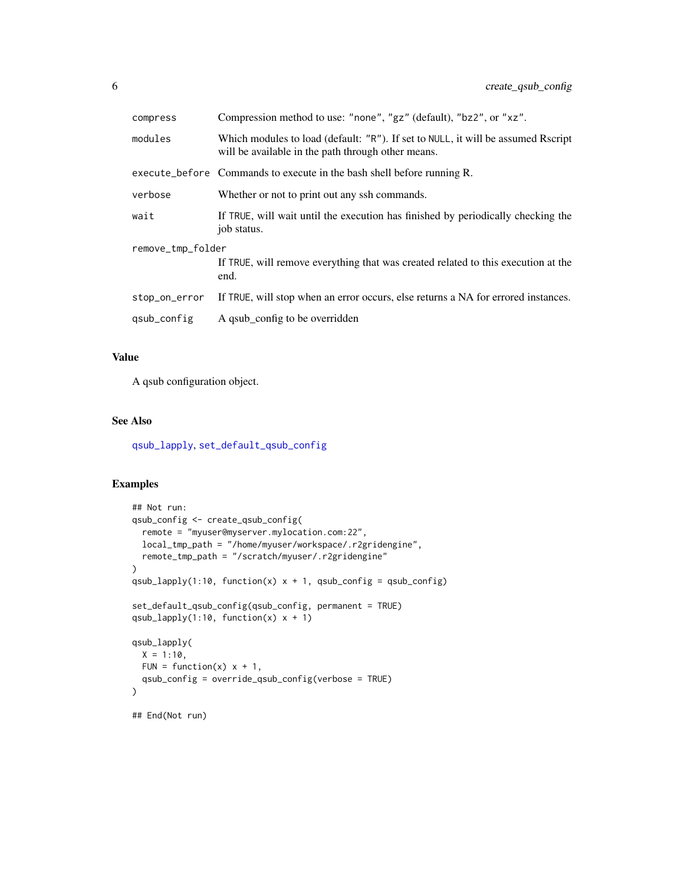| | |
|---|---|
| `compress` | Compression method to use: `"none"`, `"gz"` (default), `"bz2"`, or `"xz"`. |
| `modules` | Which modules to load (default: `"R"`). If set to `NULL`, it will be assumed Rscript will be available in the path through other means. |
| `execute_before` | Commands to execute in the bash shell before running R. |
| `verbose` | Whether or not to print out any ssh commands. |
| `wait` | If `TRUE`, will wait until the execution has finished by periodically checking the job status. |
| `remove_tmp_folder` | If `TRUE`, will remove everything that was created related to this execution at the end. |
| `stop_on_error` | If `TRUE`, will stop when an error occurs, else returns a NA for errored instances. |
| `qsub_config` | A qsub_config to be overridden |

## Value

A qsub configuration object.

## See Also

`qsub_lapply`, `set_default_qsub_config`

## Examples

```
## Not run:
qsub_config <- create_qsub_config(
  remote = "myuser@myserver.mylocation.com:22",
  local_tmp_path = "/home/myuser/workspace/.r2gridengine",
  remote_tmp_path = "/scratch/myuser/.r2gridengine"
)
qsub_lapply(1:10, function(x) x + 1, qsub_config = qsub_config)

set_default_qsub_config(qsub_config, permanent = TRUE)
qsub_lapply(1:10, function(x) x + 1)

qsub_lapply(
  X = 1:10,
  FUN = function(x) x + 1,
  qsub_config = override_qsub_config(verbose = TRUE)
)

## End(Not run)
```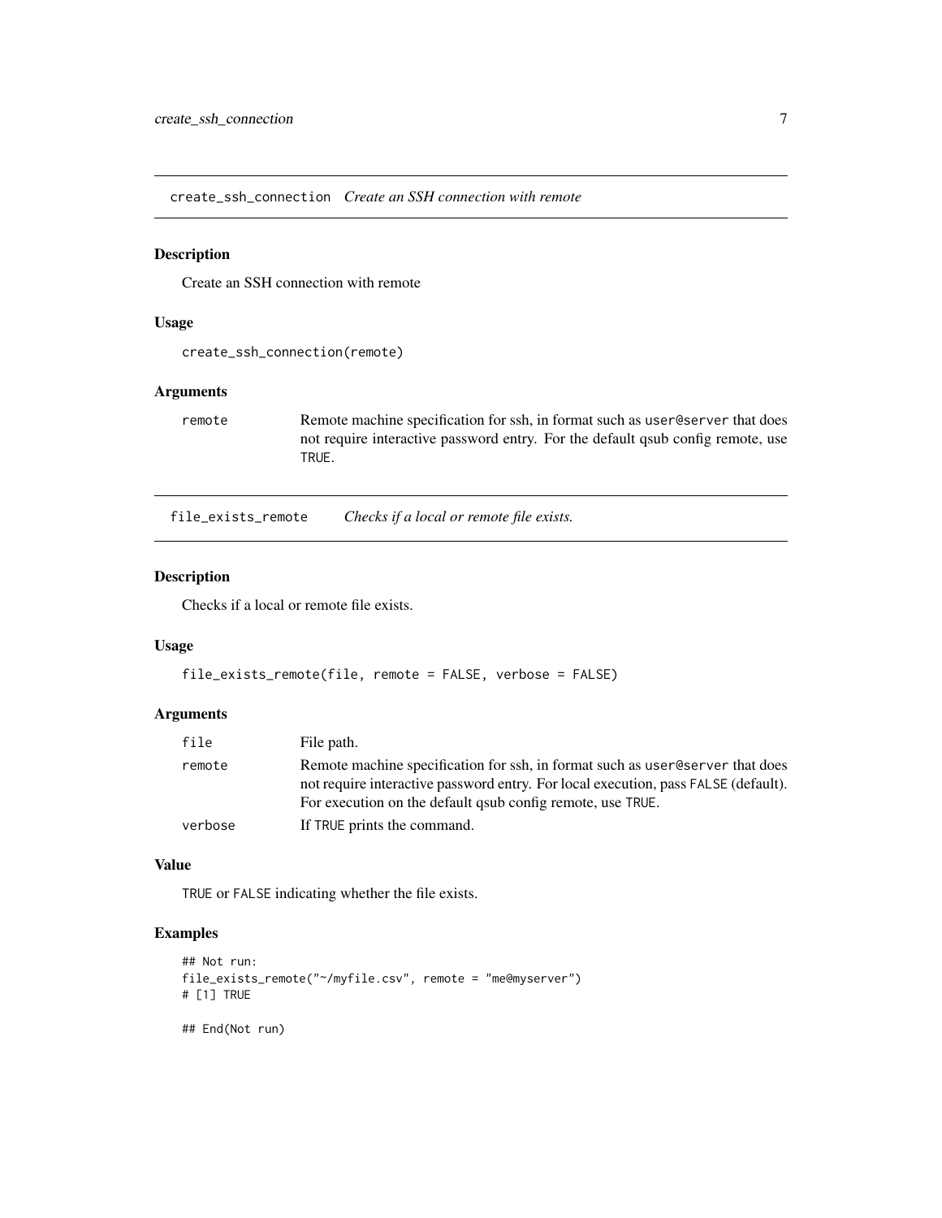## create_ssh_connection *Create an SSH connection with remote*

### Description

Create an SSH connection with remote

### Usage

```
create_ssh_connection(remote)
```

### Arguments

| | |
|---|---|
| remote | Remote machine specification for ssh, in format such as `user@server` that does not require interactive password entry. For the default qsub config remote, use `TRUE`. |

## file_exists_remote *Checks if a local or remote file exists.*

### Description

Checks if a local or remote file exists.

### Usage

```
file_exists_remote(file, remote = FALSE, verbose = FALSE)
```

### Arguments

| | |
|---|---|
| file | File path. |
| remote | Remote machine specification for ssh, in format such as `user@server` that does not require interactive password entry. For local execution, pass `FALSE` (default). For execution on the default qsub config remote, use `TRUE`. |
| verbose | If `TRUE` prints the command. |

### Value

`TRUE` or `FALSE` indicating whether the file exists.

### Examples

```
## Not run:
file_exists_remote("~/myfile.csv", remote = "me@myserver")
# [1] TRUE

## End(Not run)
```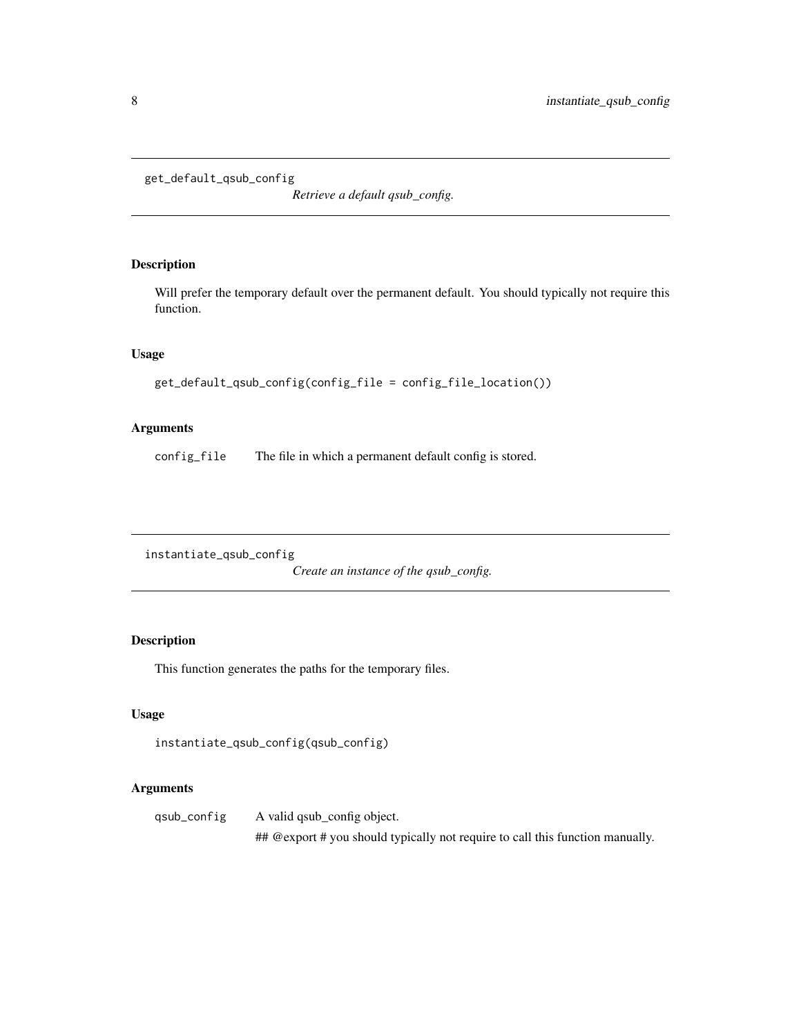## get_default_qsub_config

*Retrieve a default qsub_config.*

### Description

Will prefer the temporary default over the permanent default. You should typically not require this function.

### Usage

```
get_default_qsub_config(config_file = config_file_location())
```

### Arguments

| | |
|---|---|
| config_file | The file in which a permanent default config is stored. |

## instantiate_qsub_config

*Create an instance of the qsub_config.*

### Description

This function generates the paths for the temporary files.

### Usage

```
instantiate_qsub_config(qsub_config)
```

### Arguments

| | |
|---|---|
| qsub_config | A valid qsub_config object. |
| | ## @export # you should typically not require to call this function manually. |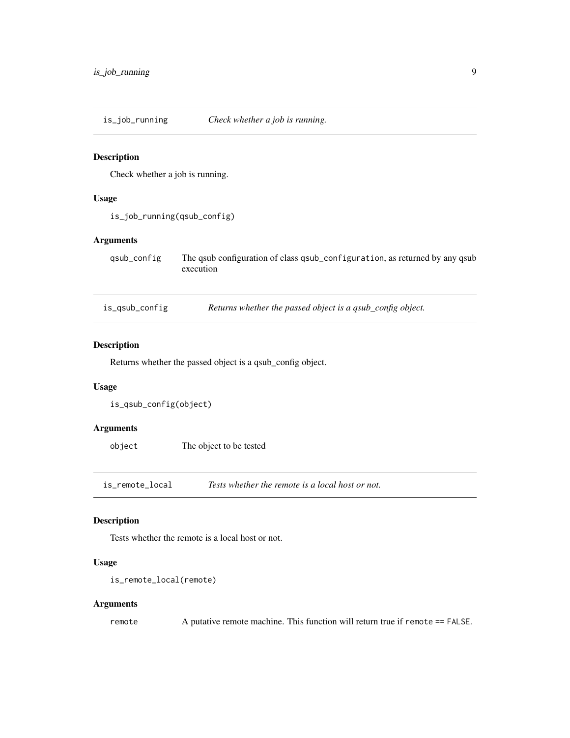## is_job_running — *Check whether a job is running.*

### Description

Check whether a job is running.

### Usage

```
is_job_running(qsub_config)
```

### Arguments

| | |
|---|---|
| qsub_config | The qsub configuration of class `qsub_configuration`, as returned by any qsub execution |

## is_qsub_config — *Returns whether the passed object is a qsub_config object.*

### Description

Returns whether the passed object is a qsub_config object.

### Usage

```
is_qsub_config(object)
```

### Arguments

| | |
|---|---|
| object | The object to be tested |

## is_remote_local — *Tests whether the remote is a local host or not.*

### Description

Tests whether the remote is a local host or not.

### Usage

```
is_remote_local(remote)
```

### Arguments

| | |
|---|---|
| remote | A putative remote machine. This function will return true if `remote == FALSE`. |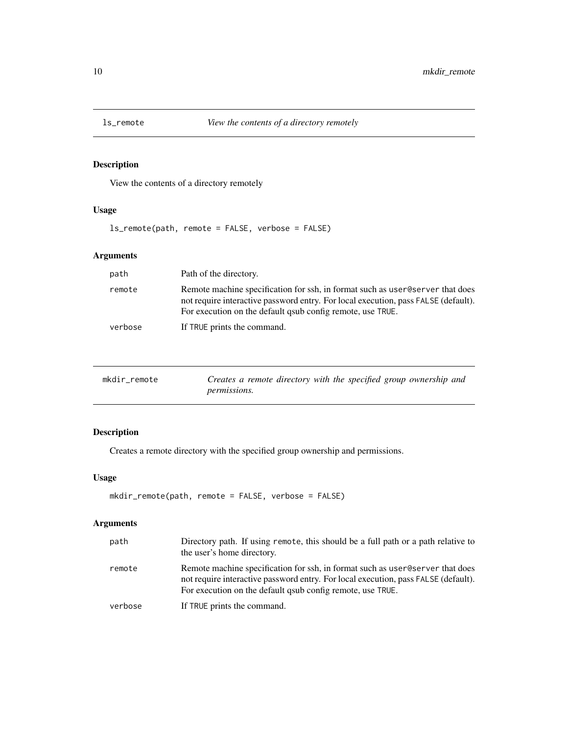## ls_remote *View the contents of a directory remotely*

### Description

View the contents of a directory remotely

### Usage

```
ls_remote(path, remote = FALSE, verbose = FALSE)
```

### Arguments

| | |
|---|---|
| path | Path of the directory. |
| remote | Remote machine specification for ssh, in format such as `user@server` that does not require interactive password entry. For local execution, pass `FALSE` (default). For execution on the default qsub config remote, use `TRUE`. |
| verbose | If `TRUE` prints the command. |

## mkdir_remote *Creates a remote directory with the specified group ownership and permissions.*

### Description

Creates a remote directory with the specified group ownership and permissions.

### Usage

```
mkdir_remote(path, remote = FALSE, verbose = FALSE)
```

### Arguments

| | |
|---|---|
| path | Directory path. If using `remote`, this should be a full path or a path relative to the user's home directory. |
| remote | Remote machine specification for ssh, in format such as `user@server` that does not require interactive password entry. For local execution, pass `FALSE` (default). For execution on the default qsub config remote, use `TRUE`. |
| verbose | If `TRUE` prints the command. |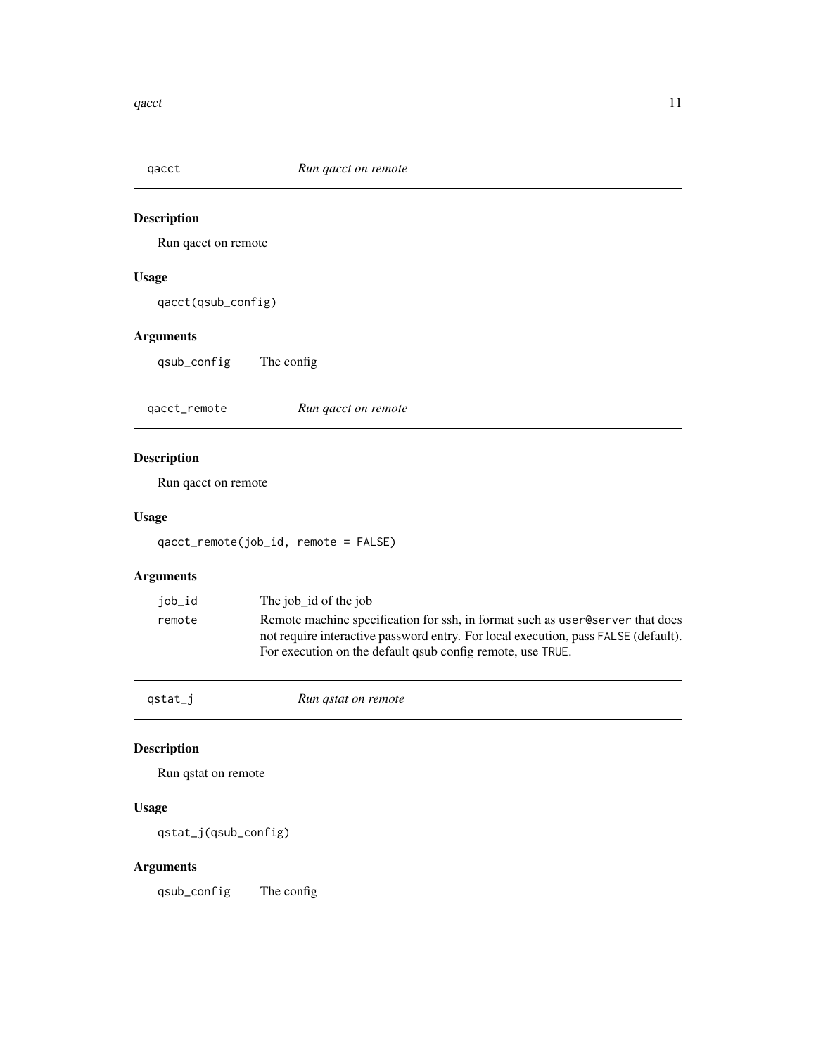## qacct — *Run qacct on remote*

### Description

Run qacct on remote

### Usage

```
qacct(qsub_config)
```

### Arguments

| | |
|---|---|
| `qsub_config` | The config |

## qacct_remote — *Run qacct on remote*

### Description

Run qacct on remote

### Usage

```
qacct_remote(job_id, remote = FALSE)
```

### Arguments

| | |
|---|---|
| `job_id` | The job_id of the job |
| `remote` | Remote machine specification for ssh, in format such as `user@server` that does not require interactive password entry. For local execution, pass `FALSE` (default). For execution on the default qsub config remote, use `TRUE`. |

## qstat_j — *Run qstat on remote*

### Description

Run qstat on remote

### Usage

```
qstat_j(qsub_config)
```

### Arguments

| | |
|---|---|
| `qsub_config` | The config |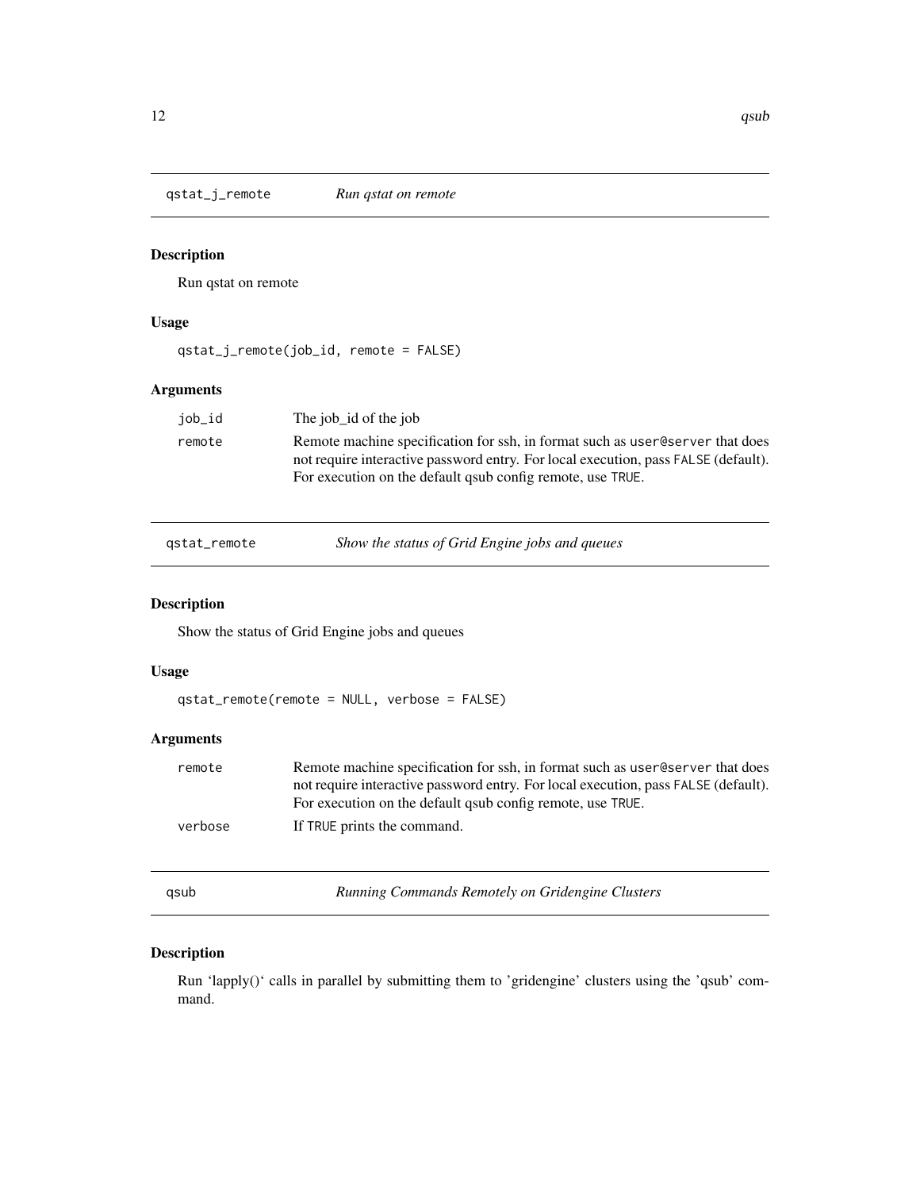## qstat_j_remote *Run qstat on remote*

### Description

Run qstat on remote

### Usage

```
qstat_j_remote(job_id, remote = FALSE)
```

### Arguments

| | |
|---|---|
| job_id | The job_id of the job |
| remote | Remote machine specification for ssh, in format such as `user@server` that does not require interactive password entry. For local execution, pass `FALSE` (default). For execution on the default qsub config remote, use `TRUE`. |

## qstat_remote *Show the status of Grid Engine jobs and queues*

### Description

Show the status of Grid Engine jobs and queues

### Usage

```
qstat_remote(remote = NULL, verbose = FALSE)
```

### Arguments

| | |
|---|---|
| remote | Remote machine specification for ssh, in format such as `user@server` that does not require interactive password entry. For local execution, pass `FALSE` (default). For execution on the default qsub config remote, use `TRUE`. |
| verbose | If `TRUE` prints the command. |

## qsub *Running Commands Remotely on Gridengine Clusters*

### Description

Run 'lapply()' calls in parallel by submitting them to 'gridengine' clusters using the 'qsub' command.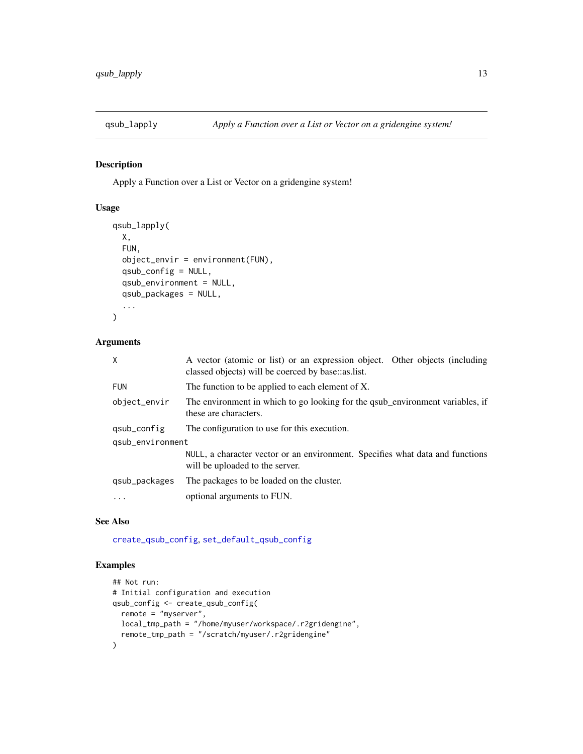## qsub_lapply — *Apply a Function over a List or Vector on a gridengine system!*

### Description

Apply a Function over a List or Vector on a gridengine system!

### Usage

```
qsub_lapply(
  X,
  FUN,
  object_envir = environment(FUN),
  qsub_config = NULL,
  qsub_environment = NULL,
  qsub_packages = NULL,
  ...
)
```

### Arguments

| | |
|---|---|
| `X` | A vector (atomic or list) or an expression object. Other objects (including classed objects) will be coerced by base::as.list. |
| `FUN` | The function to be applied to each element of X. |
| `object_envir` | The environment in which to go looking for the qsub_environment variables, if these are characters. |
| `qsub_config` | The configuration to use for this execution. |
| `qsub_environment` | `NULL`, a character vector or an environment. Specifies what data and functions will be uploaded to the server. |
| `qsub_packages` | The packages to be loaded on the cluster. |
| `...` | optional arguments to FUN. |

### See Also

create_qsub_config, set_default_qsub_config

### Examples

```
## Not run:
# Initial configuration and execution
qsub_config <- create_qsub_config(
  remote = "myserver",
  local_tmp_path = "/home/myuser/workspace/.r2gridengine",
  remote_tmp_path = "/scratch/myuser/.r2gridengine"
)
```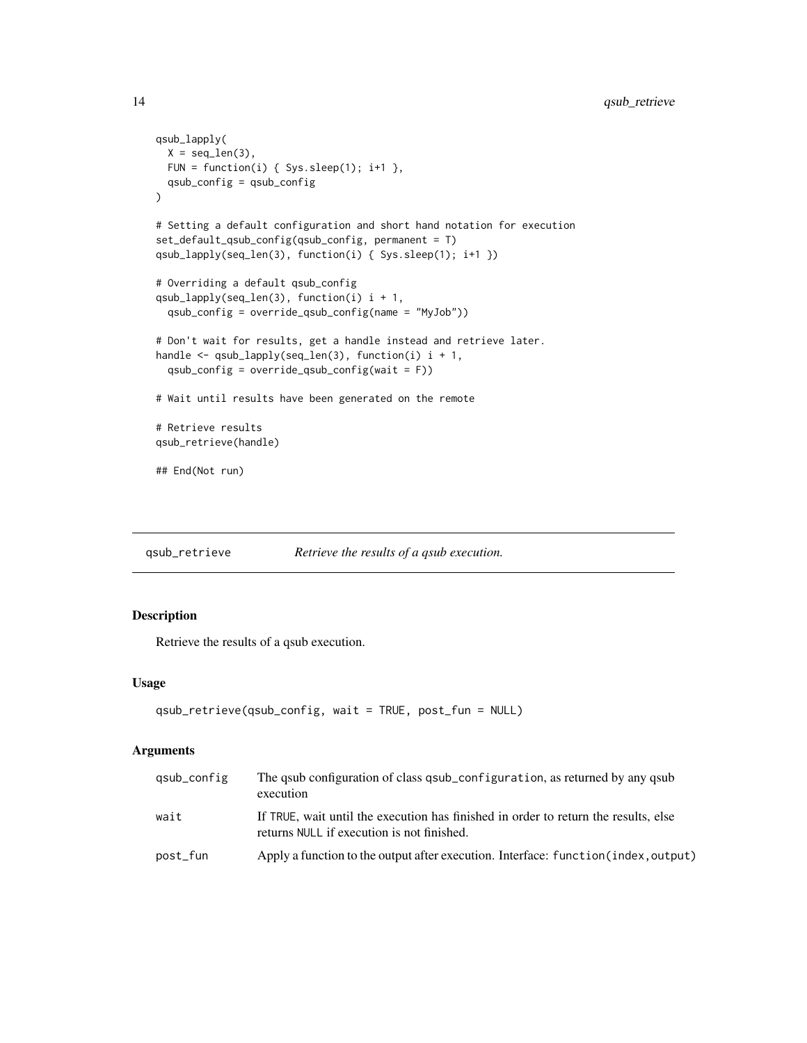```
qsub_lapply(
  X = seq_len(3),
  FUN = function(i) { Sys.sleep(1); i+1 },
  qsub_config = qsub_config
)

# Setting a default configuration and short hand notation for execution
set_default_qsub_config(qsub_config, permanent = T)
qsub_lapply(seq_len(3), function(i) { Sys.sleep(1); i+1 })

# Overriding a default qsub_config
qsub_lapply(seq_len(3), function(i) i + 1,
  qsub_config = override_qsub_config(name = "MyJob"))

# Don't wait for results, get a handle instead and retrieve later.
handle <- qsub_lapply(seq_len(3), function(i) i + 1,
  qsub_config = override_qsub_config(wait = F))

# Wait until results have been generated on the remote

# Retrieve results
qsub_retrieve(handle)

## End(Not run)
```

---

## qsub_retrieve — *Retrieve the results of a qsub execution.*

### Description

Retrieve the results of a qsub execution.

### Usage

```
qsub_retrieve(qsub_config, wait = TRUE, post_fun = NULL)
```

### Arguments

| | |
|---|---|
| qsub_config | The qsub configuration of class `qsub_configuration`, as returned by any qsub execution |
| wait | If `TRUE`, wait until the execution has finished in order to return the results, else returns `NULL` if execution is not finished. |
| post_fun | Apply a function to the output after execution. Interface: `function(index,output)` |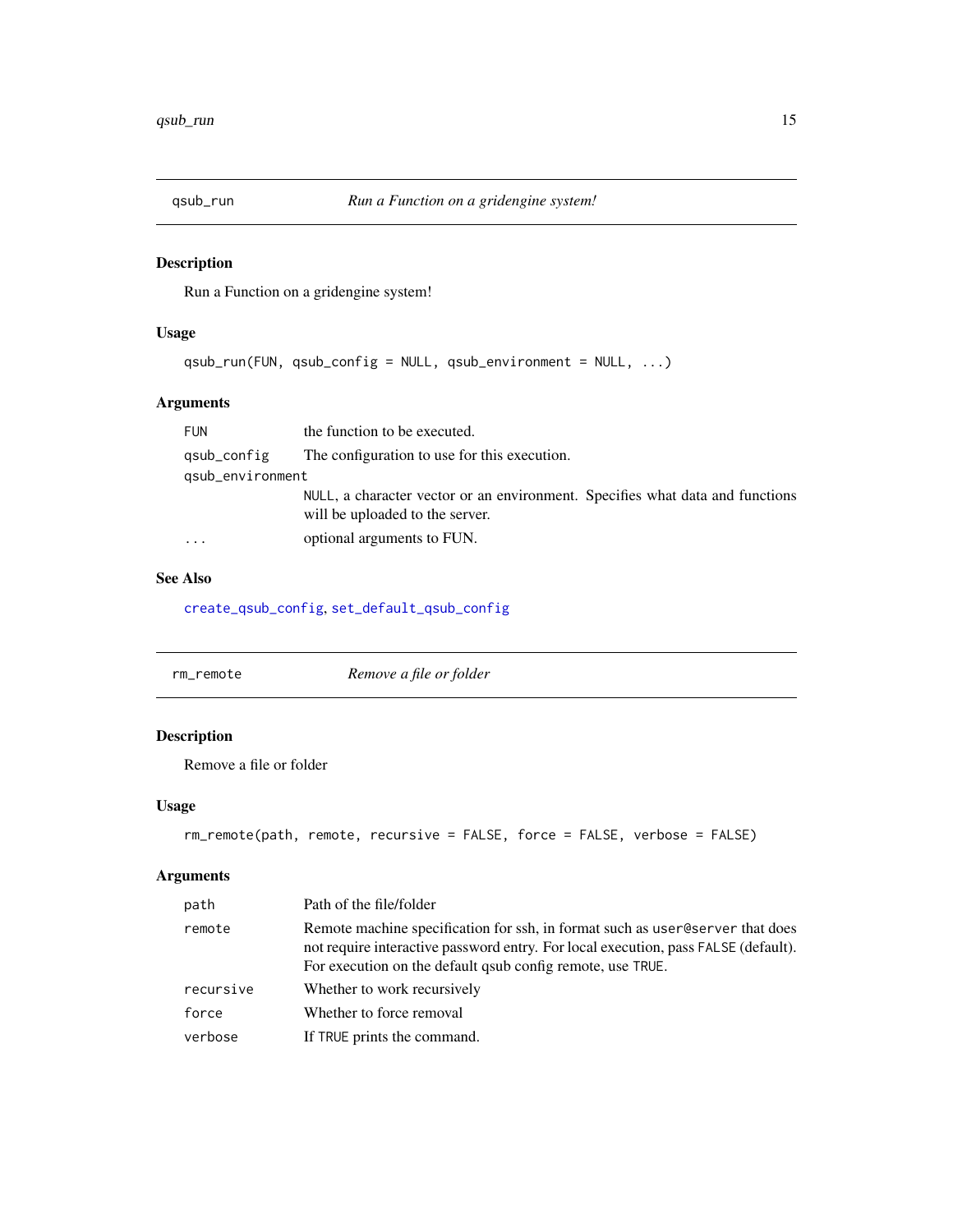## qsub_run — *Run a Function on a gridengine system!*

### Description

Run a Function on a gridengine system!

### Usage

```
qsub_run(FUN, qsub_config = NULL, qsub_environment = NULL, ...)
```

### Arguments

| | |
|---|---|
| `FUN` | the function to be executed. |
| `qsub_config` | The configuration to use for this execution. |
| `qsub_environment` | `NULL`, a character vector or an environment. Specifies what data and functions will be uploaded to the server. |
| `...` | optional arguments to FUN. |

### See Also

`create_qsub_config`, `set_default_qsub_config`

## rm_remote — *Remove a file or folder*

### Description

Remove a file or folder

### Usage

```
rm_remote(path, remote, recursive = FALSE, force = FALSE, verbose = FALSE)
```

### Arguments

| | |
|---|---|
| `path` | Path of the file/folder |
| `remote` | Remote machine specification for ssh, in format such as `user@server` that does not require interactive password entry. For local execution, pass `FALSE` (default). For execution on the default qsub config remote, use `TRUE`. |
| `recursive` | Whether to work recursively |
| `force` | Whether to force removal |
| `verbose` | If `TRUE` prints the command. |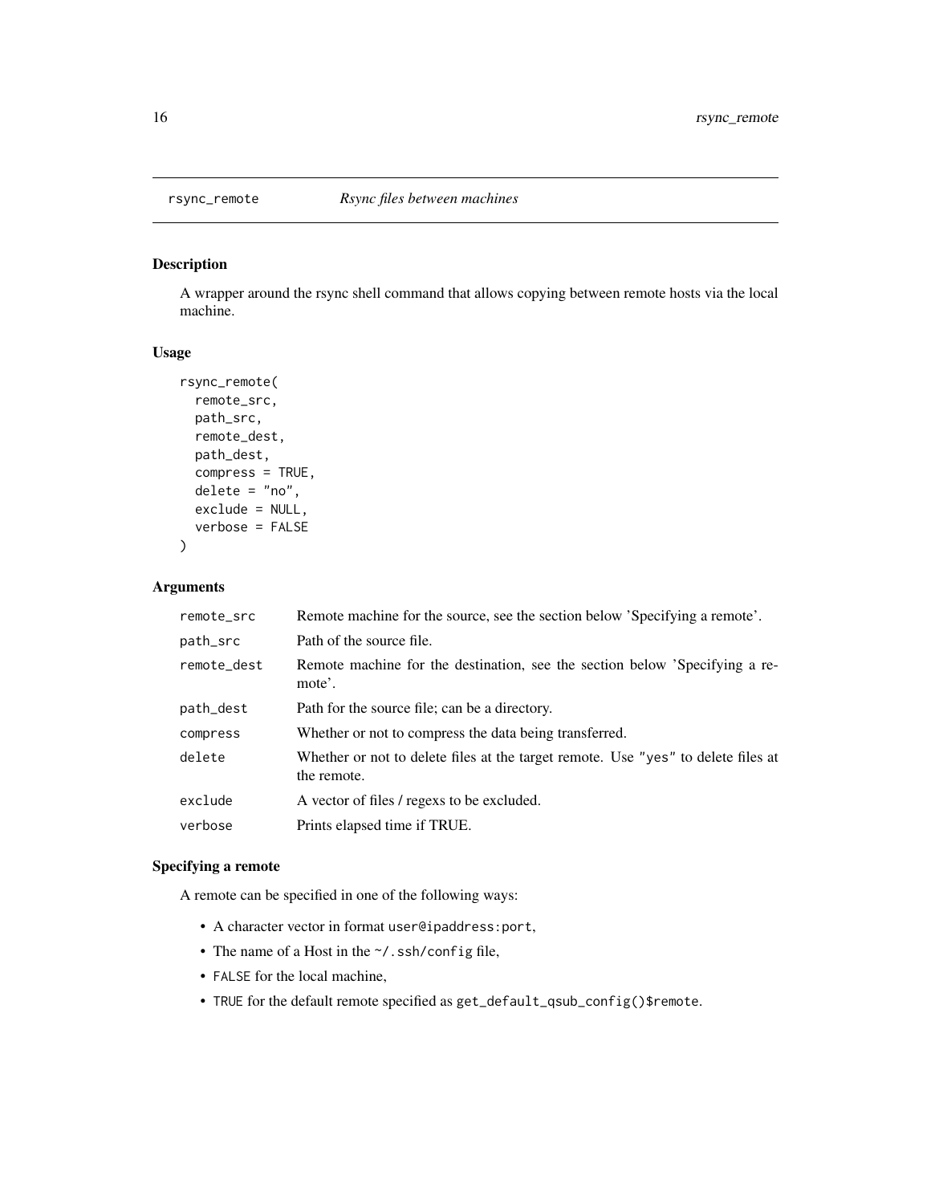## rsync_remote *Rsync files between machines*

### Description

A wrapper around the rsync shell command that allows copying between remote hosts via the local machine.

### Usage

```
rsync_remote(
  remote_src,
  path_src,
  remote_dest,
  path_dest,
  compress = TRUE,
  delete = "no",
  exclude = NULL,
  verbose = FALSE
)
```

### Arguments

| | |
|---|---|
| remote_src | Remote machine for the source, see the section below 'Specifying a remote'. |
| path_src | Path of the source file. |
| remote_dest | Remote machine for the destination, see the section below 'Specifying a remote'. |
| path_dest | Path for the source file; can be a directory. |
| compress | Whether or not to compress the data being transferred. |
| delete | Whether or not to delete files at the target remote. Use "yes" to delete files at the remote. |
| exclude | A vector of files / regexs to be excluded. |
| verbose | Prints elapsed time if TRUE. |

### Specifying a remote

A remote can be specified in one of the following ways:

- A character vector in format `user@ipaddress:port`,
- The name of a Host in the `~/.ssh/config` file,
- `FALSE` for the local machine,
- `TRUE` for the default remote specified as `get_default_qsub_config()$remote`.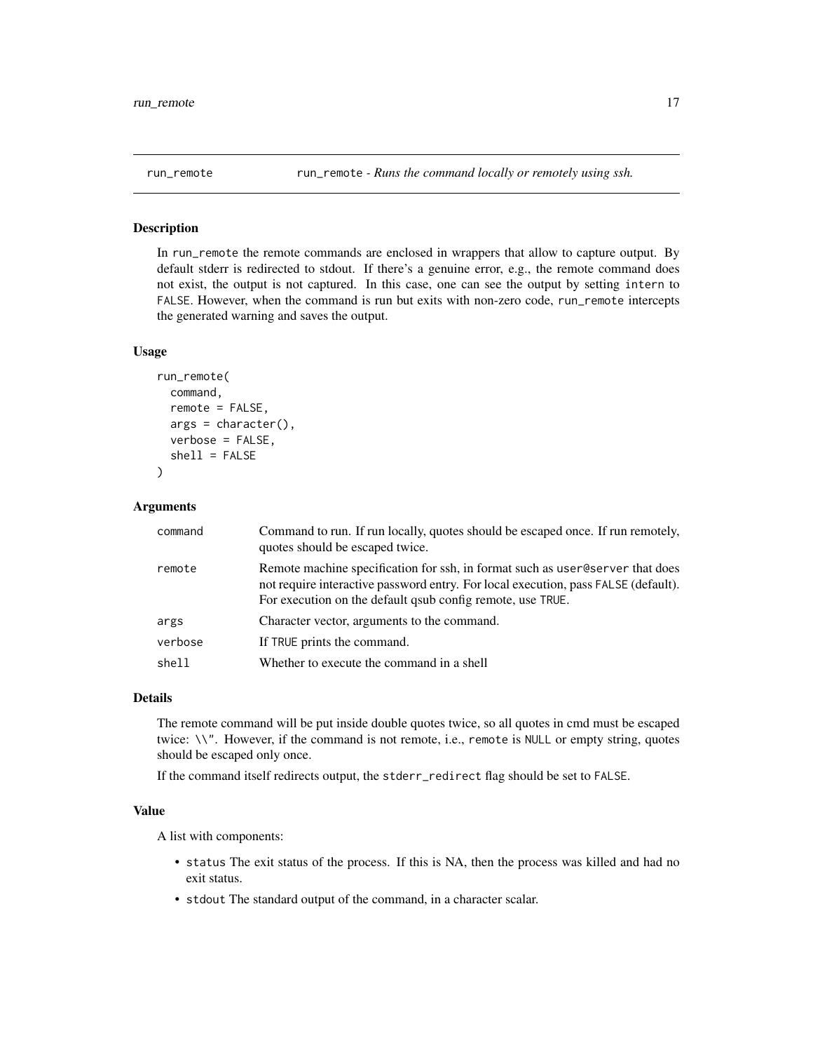# run_remote

run_remote - *Runs the command locally or remotely using ssh.*

### Description

In `run_remote` the remote commands are enclosed in wrappers that allow to capture output. By default stderr is redirected to stdout. If there's a genuine error, e.g., the remote command does not exist, the output is not captured. In this case, one can see the output by setting `intern` to `FALSE`. However, when the command is run but exits with non-zero code, `run_remote` intercepts the generated warning and saves the output.

### Usage

```
run_remote(
  command,
  remote = FALSE,
  args = character(),
  verbose = FALSE,
  shell = FALSE
)
```

### Arguments

| | |
|---|---|
| `command` | Command to run. If run locally, quotes should be escaped once. If run remotely, quotes should be escaped twice. |
| `remote` | Remote machine specification for ssh, in format such as `user@server` that does not require interactive password entry. For local execution, pass `FALSE` (default). For execution on the default qsub config remote, use `TRUE`. |
| `args` | Character vector, arguments to the command. |
| `verbose` | If `TRUE` prints the command. |
| `shell` | Whether to execute the command in a shell |

### Details

The remote command will be put inside double quotes twice, so all quotes in cmd must be escaped twice: \\". However, if the command is not remote, i.e., `remote` is `NULL` or empty string, quotes should be escaped only once.

If the command itself redirects output, the `stderr_redirect` flag should be set to `FALSE`.

### Value

A list with components:

- `status` The exit status of the process. If this is NA, then the process was killed and had no exit status.
- `stdout` The standard output of the command, in a character scalar.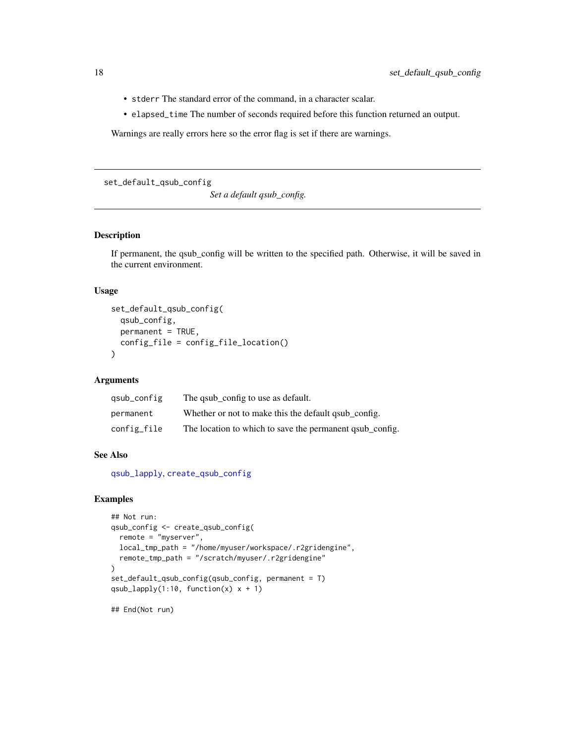- `stderr` The standard error of the command, in a character scalar.
- `elapsed_time` The number of seconds required before this function returned an output.

Warnings are really errors here so the error flag is set if there are warnings.

---

## set_default_qsub_config — *Set a default qsub_config.*

### Description

If permanent, the qsub_config will be written to the specified path. Otherwise, it will be saved in the current environment.

### Usage

```
set_default_qsub_config(
  qsub_config,
  permanent = TRUE,
  config_file = config_file_location()
)
```

### Arguments

| | |
|---|---|
| `qsub_config` | The qsub_config to use as default. |
| `permanent` | Whether or not to make this the default qsub_config. |
| `config_file` | The location to which to save the permanent qsub_config. |

### See Also

`qsub_lapply`, `create_qsub_config`

### Examples

```
## Not run:
qsub_config <- create_qsub_config(
  remote = "myserver",
  local_tmp_path = "/home/myuser/workspace/.r2gridengine",
  remote_tmp_path = "/scratch/myuser/.r2gridengine"
)
set_default_qsub_config(qsub_config, permanent = T)
qsub_lapply(1:10, function(x) x + 1)

## End(Not run)
```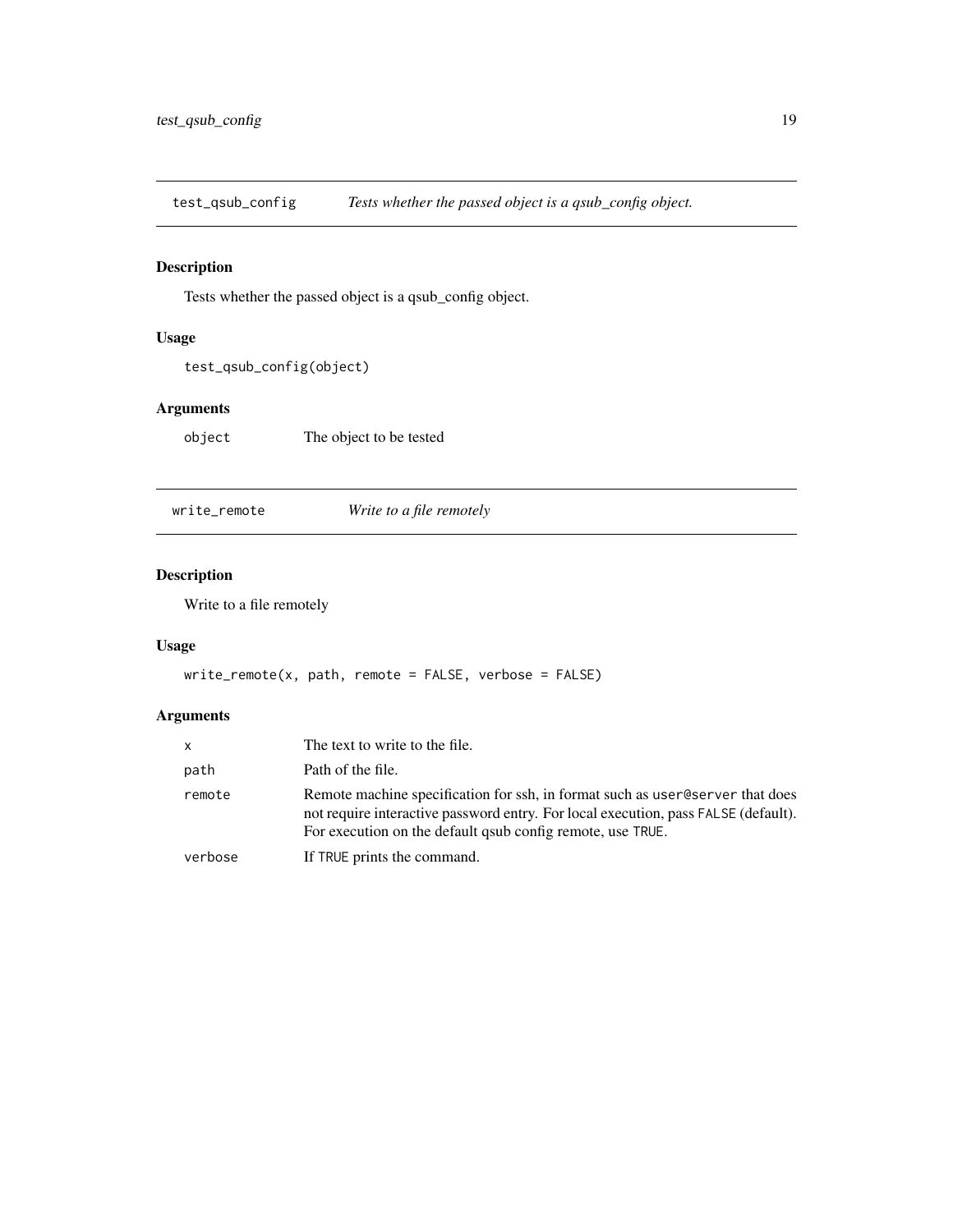## test_qsub_config — *Tests whether the passed object is a qsub_config object.*

### Description

Tests whether the passed object is a qsub_config object.

### Usage

```
test_qsub_config(object)
```

### Arguments

| | |
|---|---|
| `object` | The object to be tested |

## write_remote — *Write to a file remotely*

### Description

Write to a file remotely

### Usage

```
write_remote(x, path, remote = FALSE, verbose = FALSE)
```

### Arguments

| | |
|---|---|
| `x` | The text to write to the file. |
| `path` | Path of the file. |
| `remote` | Remote machine specification for ssh, in format such as `user@server` that does not require interactive password entry. For local execution, pass `FALSE` (default). For execution on the default qsub config remote, use `TRUE`. |
| `verbose` | If `TRUE` prints the command. |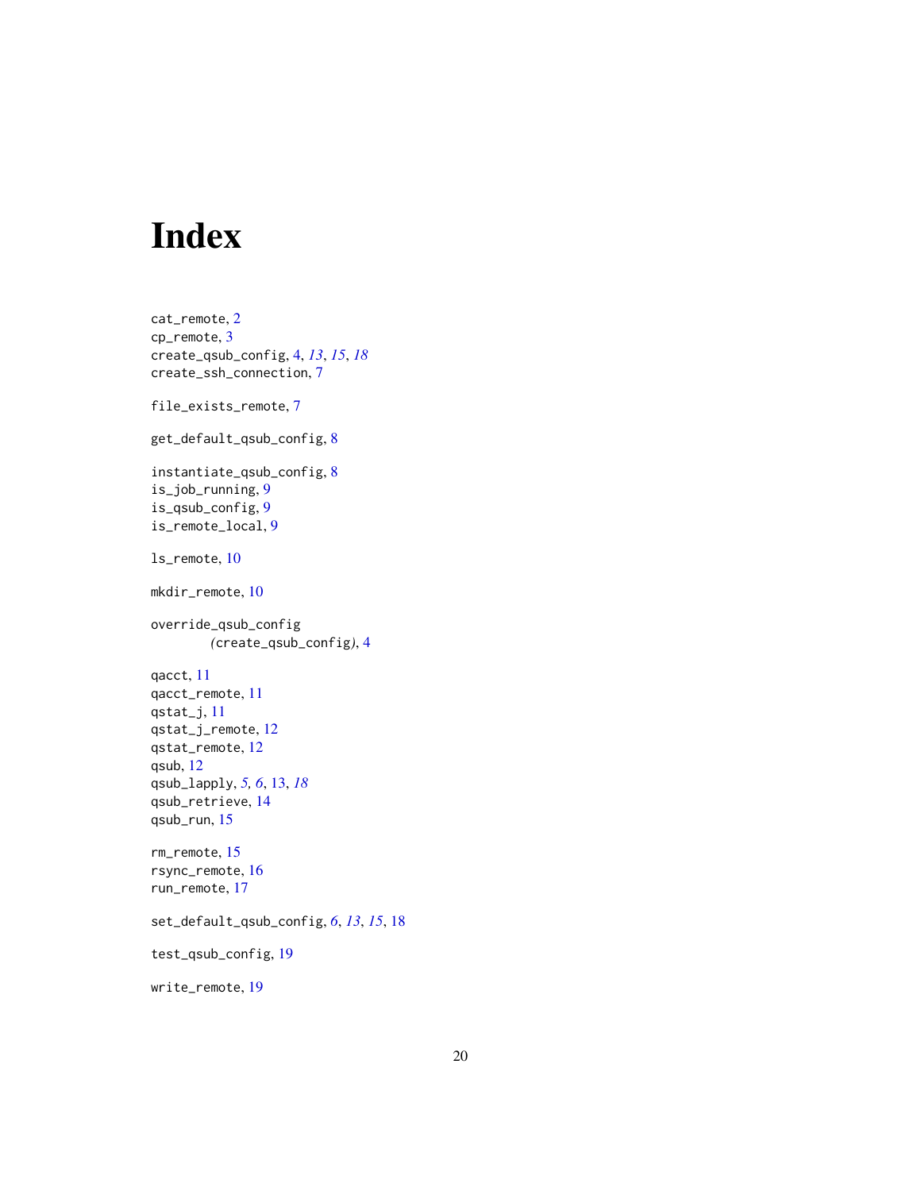# Index

cat_remote, 2
cp_remote, 3
create_qsub_config, 4, *13*, *15*, *18*
create_ssh_connection, 7

file_exists_remote, 7

get_default_qsub_config, 8

instantiate_qsub_config, 8
is_job_running, 9
is_qsub_config, 9
is_remote_local, 9

ls_remote, 10

mkdir_remote, 10

override_qsub_config
        (create_qsub_config), 4

qacct, 11
qacct_remote, 11
qstat_j, 11
qstat_j_remote, 12
qstat_remote, 12
qsub, 12
qsub_lapply, *5, 6*, 13, *18*
qsub_retrieve, 14
qsub_run, 15

rm_remote, 15
rsync_remote, 16
run_remote, 17

set_default_qsub_config, *6*, *13*, *15*, 18

test_qsub_config, 19

write_remote, 19